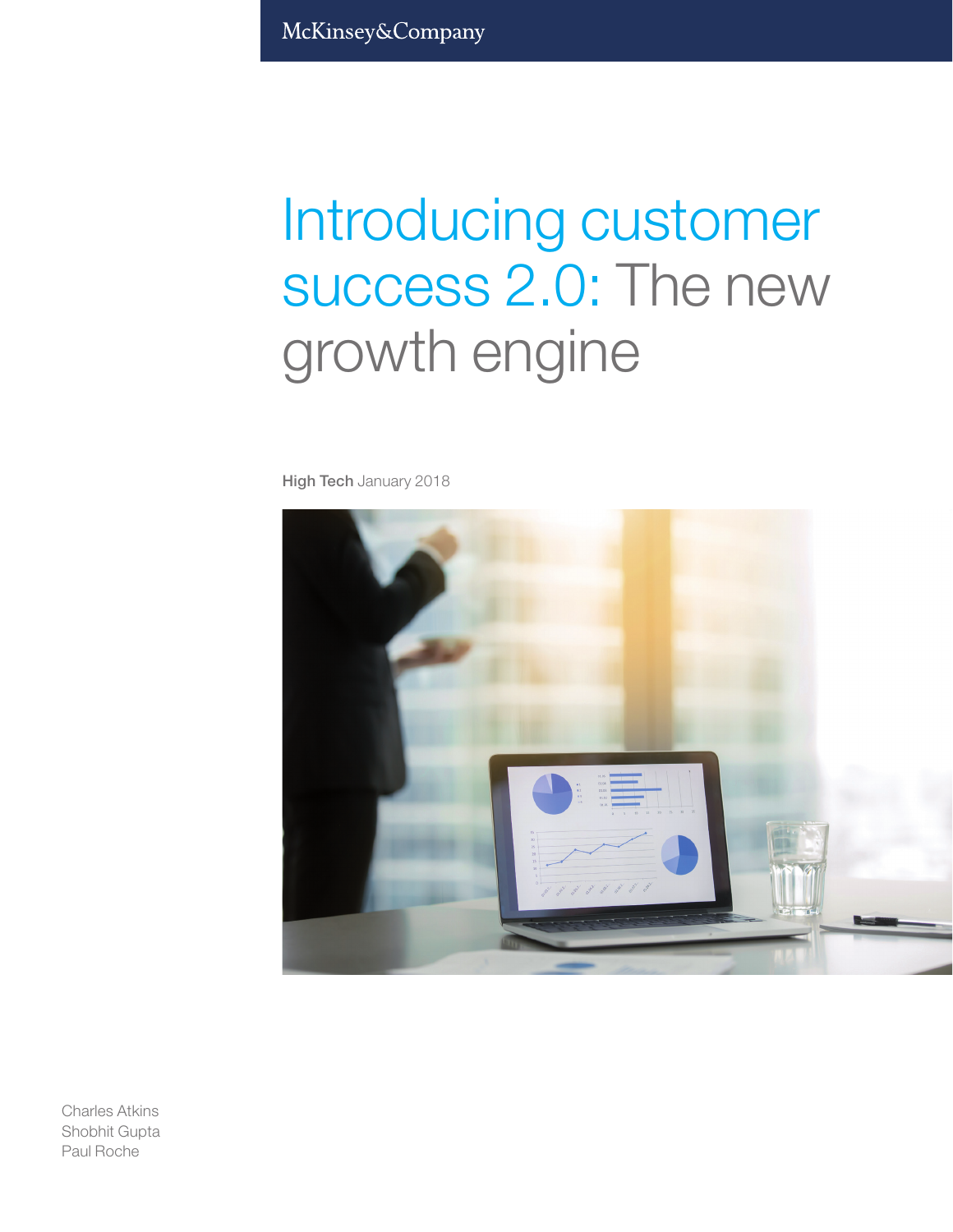McKinsey&Company

# Introducing customer success 2.0: The new growth engine

**High Tech** January 2018

Charles Atkins
Shobhit Gupta
Paul Roche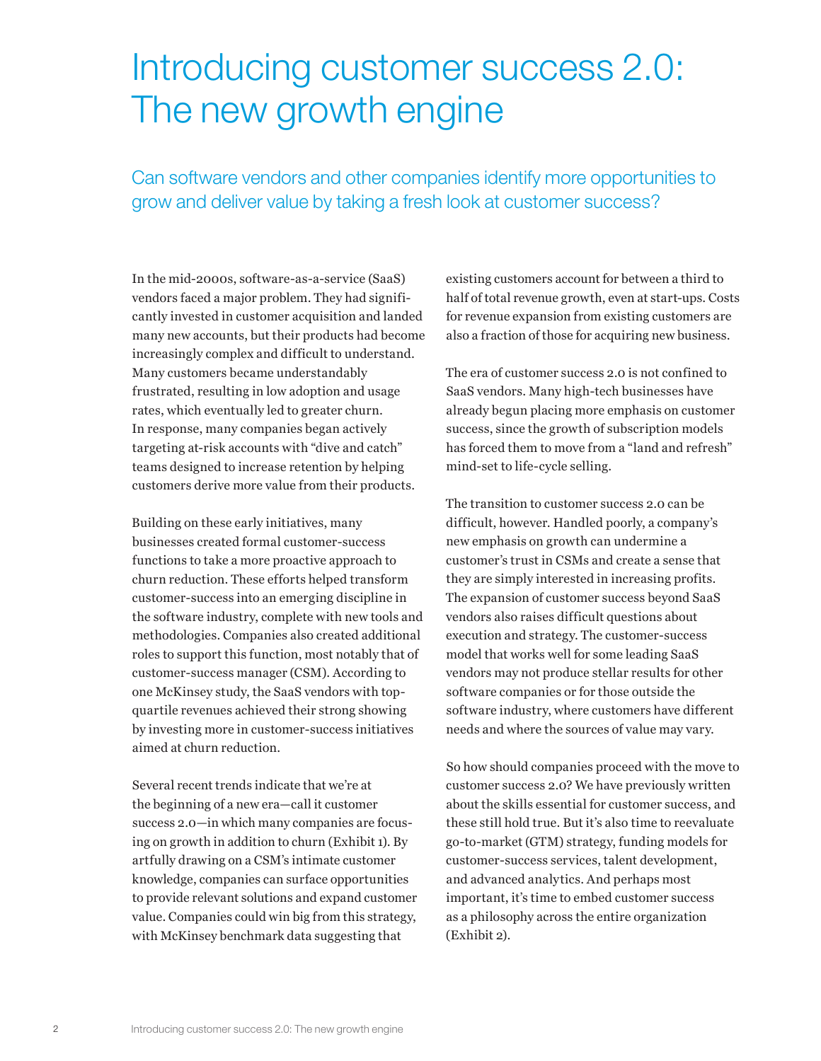# Introducing customer success 2.0: The new growth engine

## Can software vendors and other companies identify more opportunities to grow and deliver value by taking a fresh look at customer success?

In the mid-2000s, software-as-a-service (SaaS) vendors faced a major problem. They had significantly invested in customer acquisition and landed many new accounts, but their products had become increasingly complex and difficult to understand. Many customers became understandably frustrated, resulting in low adoption and usage rates, which eventually led to greater churn. In response, many companies began actively targeting at-risk accounts with "dive and catch" teams designed to increase retention by helping customers derive more value from their products.

Building on these early initiatives, many businesses created formal customer-success functions to take a more proactive approach to churn reduction. These efforts helped transform customer-success into an emerging discipline in the software industry, complete with new tools and methodologies. Companies also created additional roles to support this function, most notably that of customer-success manager (CSM). According to one McKinsey study, the SaaS vendors with top-quartile revenues achieved their strong showing by investing more in customer-success initiatives aimed at churn reduction.

Several recent trends indicate that we're at the beginning of a new era—call it customer success 2.0—in which many companies are focusing on growth in addition to churn (Exhibit 1). By artfully drawing on a CSM's intimate customer knowledge, companies can surface opportunities to provide relevant solutions and expand customer value. Companies could win big from this strategy, with McKinsey benchmark data suggesting that existing customers account for between a third to half of total revenue growth, even at start-ups. Costs for revenue expansion from existing customers are also a fraction of those for acquiring new business.

The era of customer success 2.0 is not confined to SaaS vendors. Many high-tech businesses have already begun placing more emphasis on customer success, since the growth of subscription models has forced them to move from a "land and refresh" mind-set to life-cycle selling.

The transition to customer success 2.0 can be difficult, however. Handled poorly, a company's new emphasis on growth can undermine a customer's trust in CSMs and create a sense that they are simply interested in increasing profits. The expansion of customer success beyond SaaS vendors also raises difficult questions about execution and strategy. The customer-success model that works well for some leading SaaS vendors may not produce stellar results for other software companies or for those outside the software industry, where customers have different needs and where the sources of value may vary.

So how should companies proceed with the move to customer success 2.0? We have previously written about the skills essential for customer success, and these still hold true. But it's also time to reevaluate go-to-market (GTM) strategy, funding models for customer-success services, talent development, and advanced analytics. And perhaps most important, it's time to embed customer success as a philosophy across the entire organization (Exhibit 2).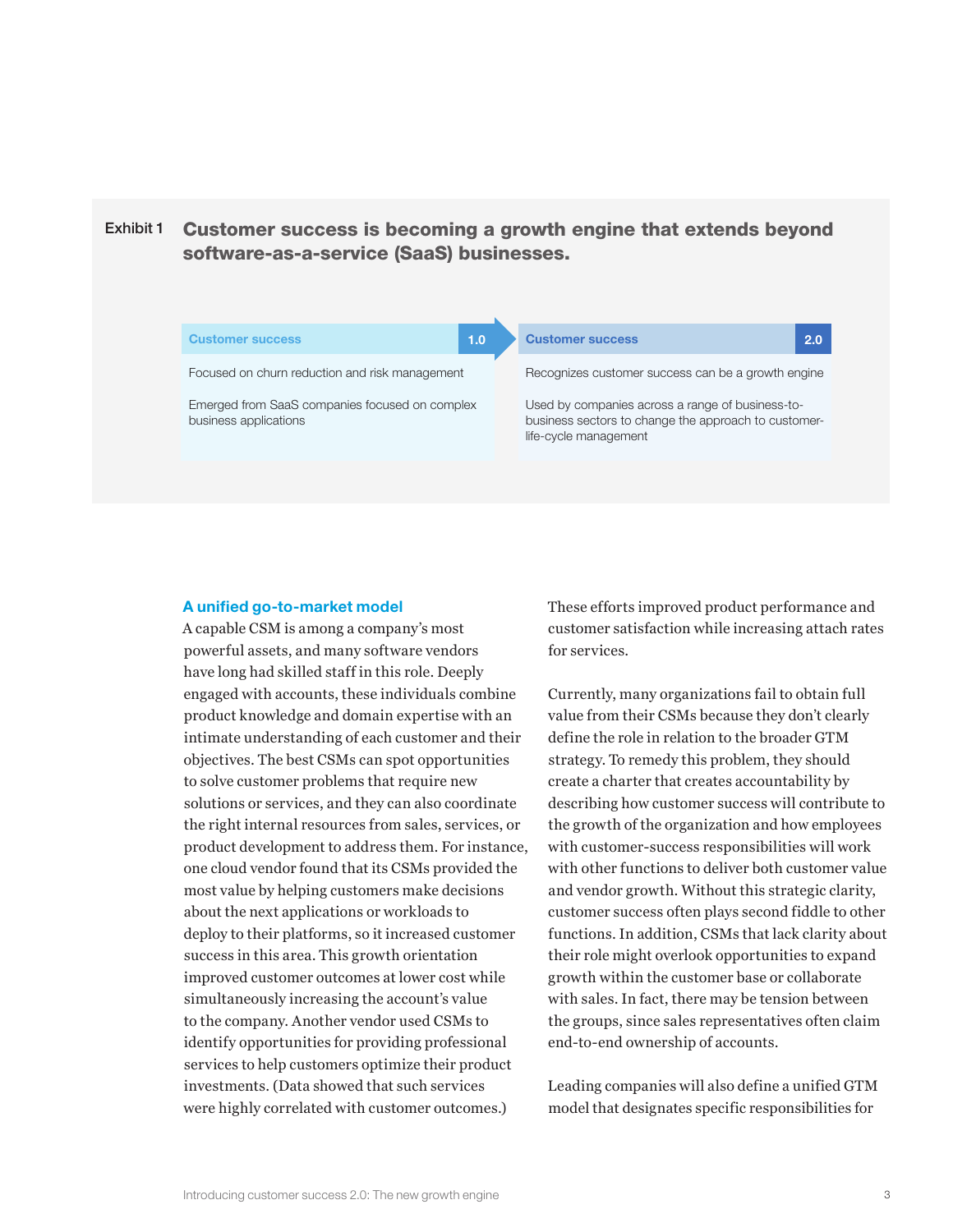Exhibit 1 **Customer success is becoming a growth engine that extends beyond software-as-a-service (SaaS) businesses.**

| Customer success 1.0 | Customer success 2.0 |
| --- | --- |
| Focused on churn reduction and risk management | Recognizes customer success can be a growth engine |
| Emerged from SaaS companies focused on complex business applications | Used by companies across a range of business-to-business sectors to change the approach to customer-life-cycle management |

### A unified go-to-market model

A capable CSM is among a company's most powerful assets, and many software vendors have long had skilled staff in this role. Deeply engaged with accounts, these individuals combine product knowledge and domain expertise with an intimate understanding of each customer and their objectives. The best CSMs can spot opportunities to solve customer problems that require new solutions or services, and they can also coordinate the right internal resources from sales, services, or product development to address them. For instance, one cloud vendor found that its CSMs provided the most value by helping customers make decisions about the next applications or workloads to deploy to their platforms, so it increased customer success in this area. This growth orientation improved customer outcomes at lower cost while simultaneously increasing the account's value to the company. Another vendor used CSMs to identify opportunities for providing professional services to help customers optimize their product investments. (Data showed that such services were highly correlated with customer outcomes.) These efforts improved product performance and customer satisfaction while increasing attach rates for services.

Currently, many organizations fail to obtain full value from their CSMs because they don't clearly define the role in relation to the broader GTM strategy. To remedy this problem, they should create a charter that creates accountability by describing how customer success will contribute to the growth of the organization and how employees with customer-success responsibilities will work with other functions to deliver both customer value and vendor growth. Without this strategic clarity, customer success often plays second fiddle to other functions. In addition, CSMs that lack clarity about their role might overlook opportunities to expand growth within the customer base or collaborate with sales. In fact, there may be tension between the groups, since sales representatives often claim end-to-end ownership of accounts.

Leading companies will also define a unified GTM model that designates specific responsibilities for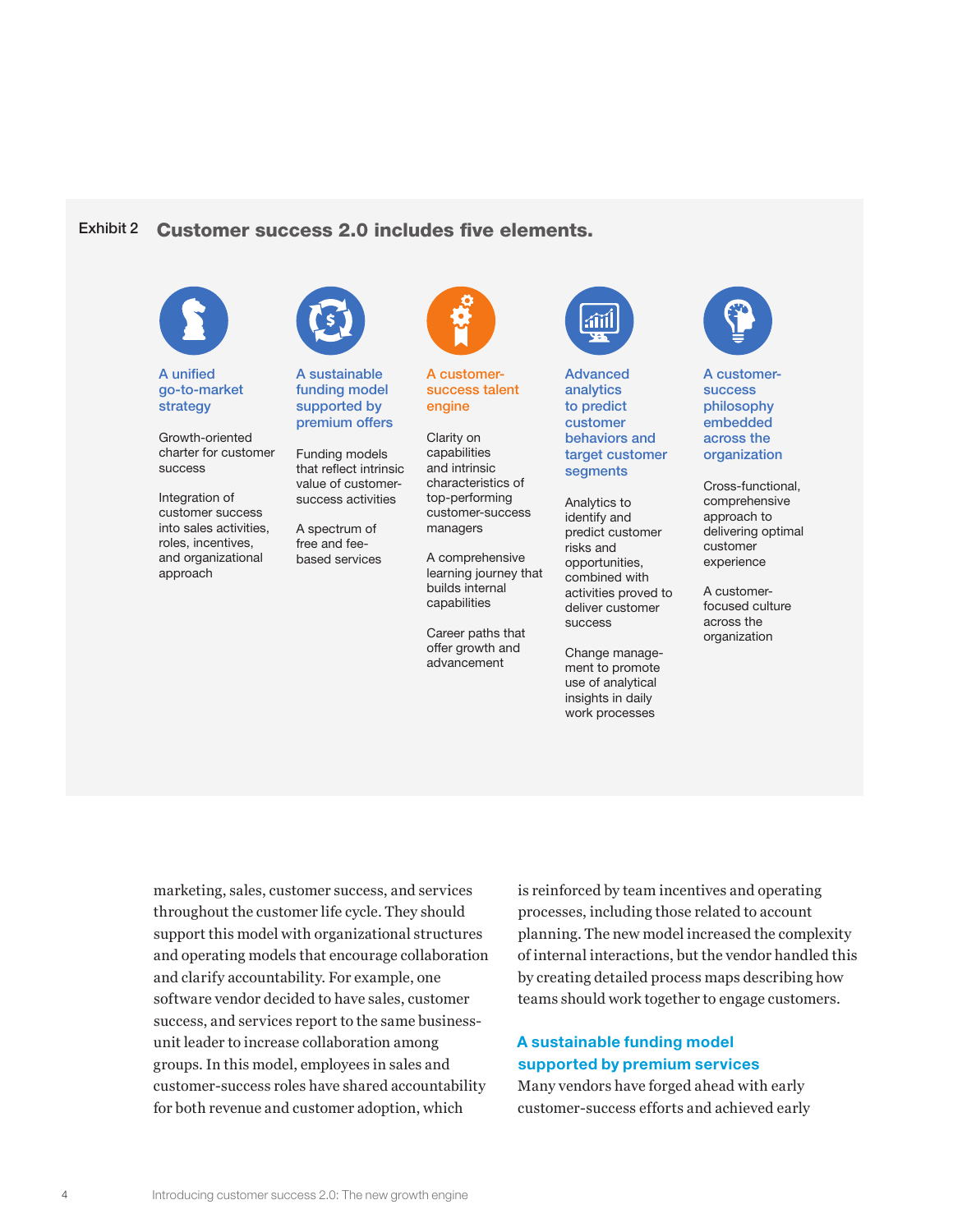Exhibit 2 **Customer success 2.0 includes five elements.**

**A unified go-to-market strategy**

Growth-oriented charter for customer success

Integration of customer success into sales activities, roles, incentives, and organizational approach

**A sustainable funding model supported by premium offers**

Funding models that reflect intrinsic value of customer-success activities

A spectrum of free and fee-based services

**A customer-success talent engine**

Clarity on capabilities and intrinsic characteristics of top-performing customer-success managers

A comprehensive learning journey that builds internal capabilities

Career paths that offer growth and advancement

**Advanced analytics to predict customer behaviors and target customer segments**

Analytics to identify and predict customer risks and opportunities, combined with activities proved to deliver customer success

Change management to promote use of analytical insights in daily work processes

**A customer-success philosophy embedded across the organization**

Cross-functional, comprehensive approach to delivering optimal customer experience

A customer-focused culture across the organization

marketing, sales, customer success, and services throughout the customer life cycle. They should support this model with organizational structures and operating models that encourage collaboration and clarify accountability. For example, one software vendor decided to have sales, customer success, and services report to the same business-unit leader to increase collaboration among groups. In this model, employees in sales and customer-success roles have shared accountability for both revenue and customer adoption, which is reinforced by team incentives and operating processes, including those related to account planning. The new model increased the complexity of internal interactions, but the vendor handled this by creating detailed process maps describing how teams should work together to engage customers.

## A sustainable funding model supported by premium services

Many vendors have forged ahead with early customer-success efforts and achieved early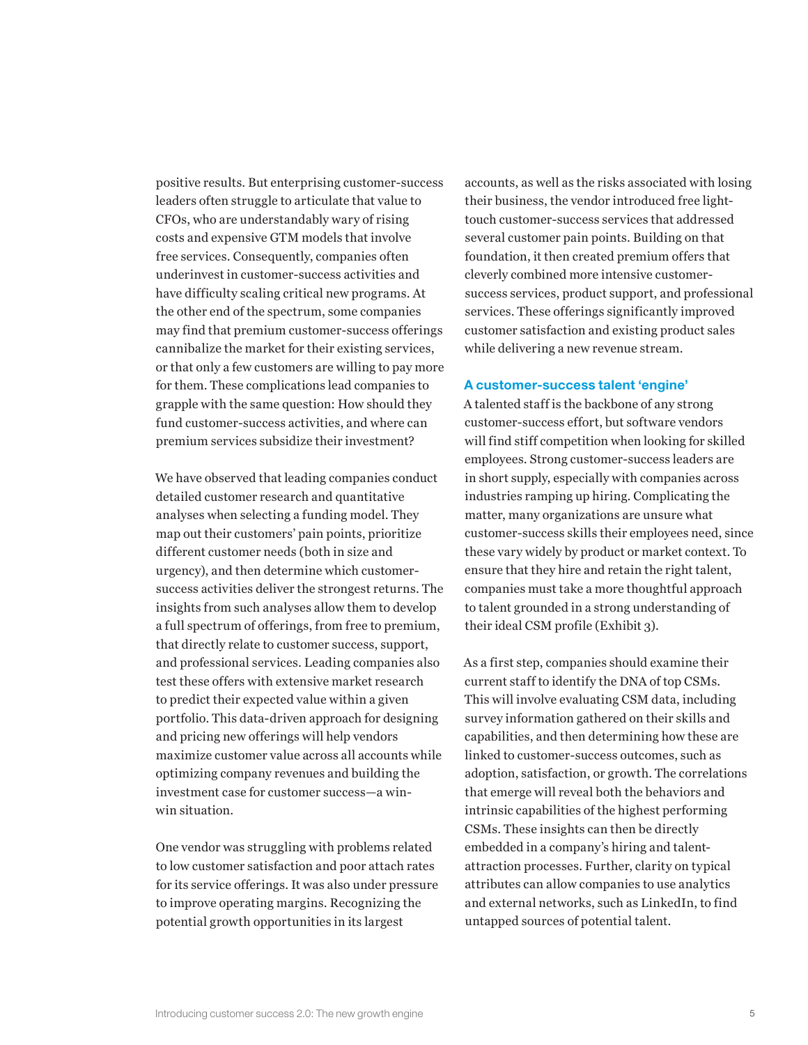positive results. But enterprising customer-success leaders often struggle to articulate that value to CFOs, who are understandably wary of rising costs and expensive GTM models that involve free services. Consequently, companies often underinvest in customer-success activities and have difficulty scaling critical new programs. At the other end of the spectrum, some companies may find that premium customer-success offerings cannibalize the market for their existing services, or that only a few customers are willing to pay more for them. These complications lead companies to grapple with the same question: How should they fund customer-success activities, and where can premium services subsidize their investment?

We have observed that leading companies conduct detailed customer research and quantitative analyses when selecting a funding model. They map out their customers' pain points, prioritize different customer needs (both in size and urgency), and then determine which customer-success activities deliver the strongest returns. The insights from such analyses allow them to develop a full spectrum of offerings, from free to premium, that directly relate to customer success, support, and professional services. Leading companies also test these offers with extensive market research to predict their expected value within a given portfolio. This data-driven approach for designing and pricing new offerings will help vendors maximize customer value across all accounts while optimizing company revenues and building the investment case for customer success—a win-win situation.

One vendor was struggling with problems related to low customer satisfaction and poor attach rates for its service offerings. It was also under pressure to improve operating margins. Recognizing the potential growth opportunities in its largest accounts, as well as the risks associated with losing their business, the vendor introduced free light-touch customer-success services that addressed several customer pain points. Building on that foundation, it then created premium offers that cleverly combined more intensive customer-success services, product support, and professional services. These offerings significantly improved customer satisfaction and existing product sales while delivering a new revenue stream.

### A customer-success talent 'engine'

A talented staff is the backbone of any strong customer-success effort, but software vendors will find stiff competition when looking for skilled employees. Strong customer-success leaders are in short supply, especially with companies across industries ramping up hiring. Complicating the matter, many organizations are unsure what customer-success skills their employees need, since these vary widely by product or market context. To ensure that they hire and retain the right talent, companies must take a more thoughtful approach to talent grounded in a strong understanding of their ideal CSM profile (Exhibit 3).

As a first step, companies should examine their current staff to identify the DNA of top CSMs. This will involve evaluating CSM data, including survey information gathered on their skills and capabilities, and then determining how these are linked to customer-success outcomes, such as adoption, satisfaction, or growth. The correlations that emerge will reveal both the behaviors and intrinsic capabilities of the highest performing CSMs. These insights can then be directly embedded in a company's hiring and talent-attraction processes. Further, clarity on typical attributes can allow companies to use analytics and external networks, such as LinkedIn, to find untapped sources of potential talent.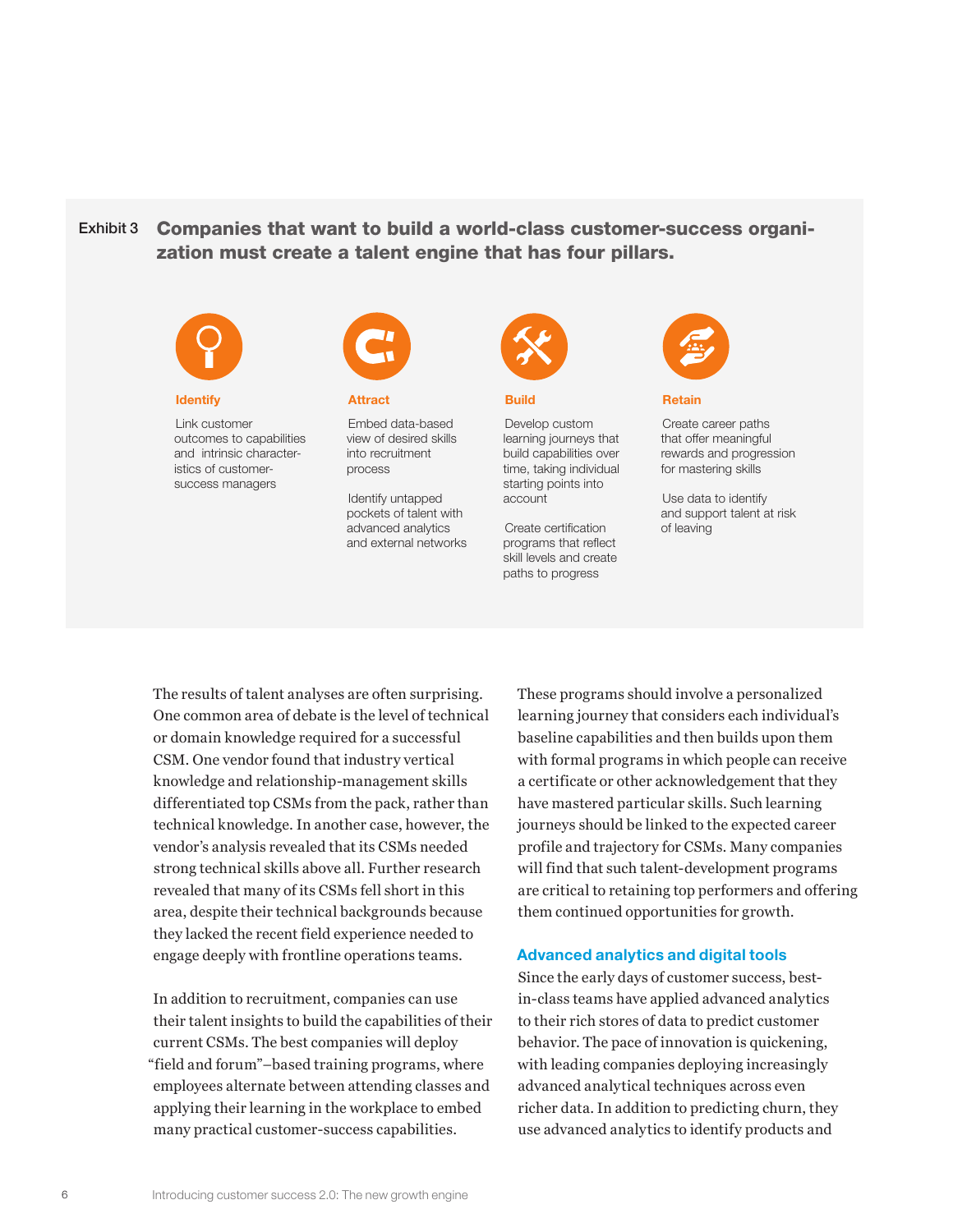Exhibit 3 **Companies that want to build a world-class customer-success organization must create a talent engine that has four pillars.**

**Identify**

Link customer outcomes to capabilities and intrinsic characteristics of customer-success managers

**Attract**

Embed data-based view of desired skills into recruitment process

Identify untapped pockets of talent with advanced analytics and external networks

**Build**

Develop custom learning journeys that build capabilities over time, taking individual starting points into account

Create certification programs that reflect skill levels and create paths to progress

**Retain**

Create career paths that offer meaningful rewards and progression for mastering skills

Use data to identify and support talent at risk of leaving

The results of talent analyses are often surprising. One common area of debate is the level of technical or domain knowledge required for a successful CSM. One vendor found that industry vertical knowledge and relationship-management skills differentiated top CSMs from the pack, rather than technical knowledge. In another case, however, the vendor's analysis revealed that its CSMs needed strong technical skills above all. Further research revealed that many of its CSMs fell short in this area, despite their technical backgrounds because they lacked the recent field experience needed to engage deeply with frontline operations teams.

In addition to recruitment, companies can use their talent insights to build the capabilities of their current CSMs. The best companies will deploy "field and forum"–based training programs, where employees alternate between attending classes and applying their learning in the workplace to embed many practical customer-success capabilities.

These programs should involve a personalized learning journey that considers each individual's baseline capabilities and then builds upon them with formal programs in which people can receive a certificate or other acknowledgement that they have mastered particular skills. Such learning journeys should be linked to the expected career profile and trajectory for CSMs. Many companies will find that such talent-development programs are critical to retaining top performers and offering them continued opportunities for growth.

### Advanced analytics and digital tools

Since the early days of customer success, best-in-class teams have applied advanced analytics to their rich stores of data to predict customer behavior. The pace of innovation is quickening, with leading companies deploying increasingly advanced analytical techniques across even richer data. In addition to predicting churn, they use advanced analytics to identify products and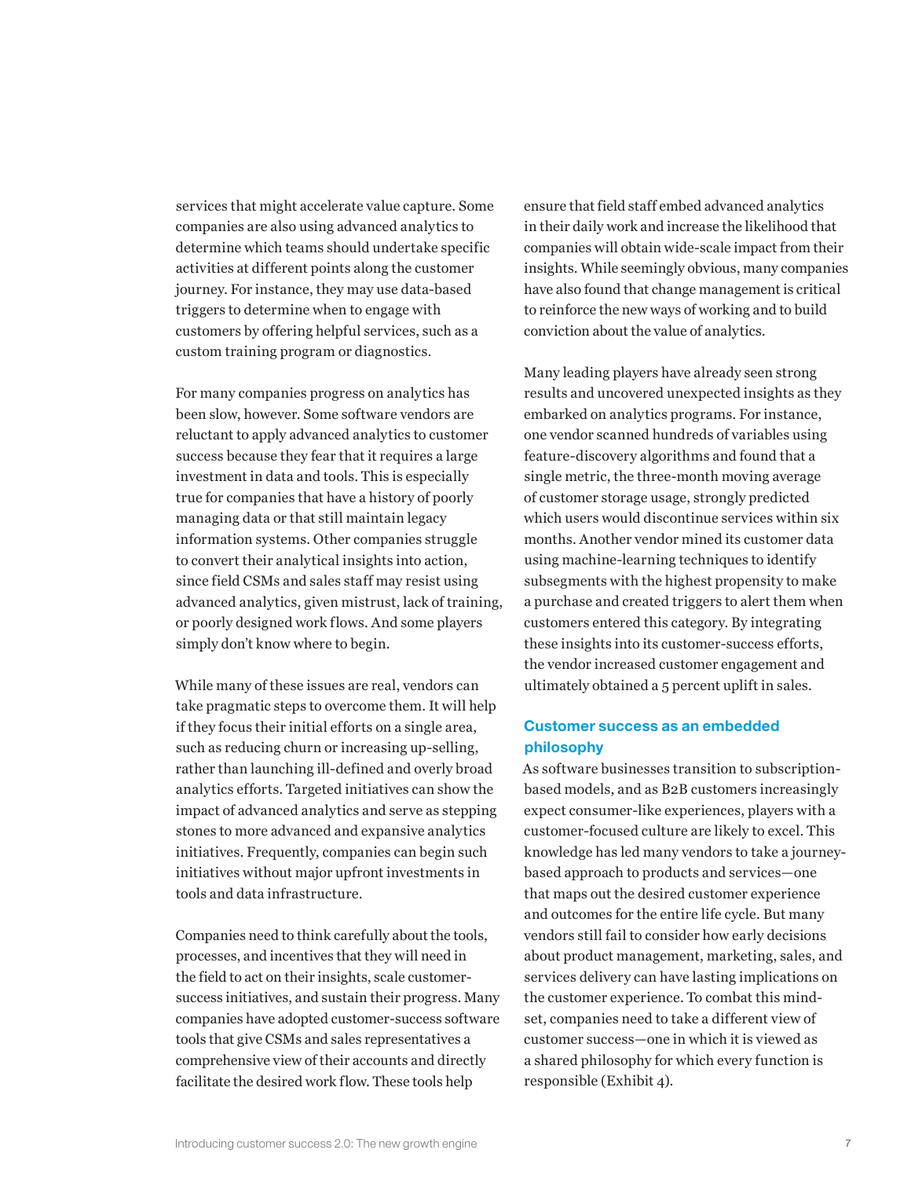services that might accelerate value capture. Some companies are also using advanced analytics to determine which teams should undertake specific activities at different points along the customer journey. For instance, they may use data-based triggers to determine when to engage with customers by offering helpful services, such as a custom training program or diagnostics.

For many companies progress on analytics has been slow, however. Some software vendors are reluctant to apply advanced analytics to customer success because they fear that it requires a large investment in data and tools. This is especially true for companies that have a history of poorly managing data or that still maintain legacy information systems. Other companies struggle to convert their analytical insights into action, since field CSMs and sales staff may resist using advanced analytics, given mistrust, lack of training, or poorly designed work flows. And some players simply don't know where to begin.

While many of these issues are real, vendors can take pragmatic steps to overcome them. It will help if they focus their initial efforts on a single area, such as reducing churn or increasing up-selling, rather than launching ill-defined and overly broad analytics efforts. Targeted initiatives can show the impact of advanced analytics and serve as stepping stones to more advanced and expansive analytics initiatives. Frequently, companies can begin such initiatives without major upfront investments in tools and data infrastructure.

Companies need to think carefully about the tools, processes, and incentives that they will need in the field to act on their insights, scale customer-success initiatives, and sustain their progress. Many companies have adopted customer-success software tools that give CSMs and sales representatives a comprehensive view of their accounts and directly facilitate the desired work flow. These tools help ensure that field staff embed advanced analytics in their daily work and increase the likelihood that companies will obtain wide-scale impact from their insights. While seemingly obvious, many companies have also found that change management is critical to reinforce the new ways of working and to build conviction about the value of analytics.

Many leading players have already seen strong results and uncovered unexpected insights as they embarked on analytics programs. For instance, one vendor scanned hundreds of variables using feature-discovery algorithms and found that a single metric, the three-month moving average of customer storage usage, strongly predicted which users would discontinue services within six months. Another vendor mined its customer data using machine-learning techniques to identify subsegments with the highest propensity to make a purchase and created triggers to alert them when customers entered this category. By integrating these insights into its customer-success efforts, the vendor increased customer engagement and ultimately obtained a 5 percent uplift in sales.

## Customer success as an embedded philosophy

As software businesses transition to subscription-based models, and as B2B customers increasingly expect consumer-like experiences, players with a customer-focused culture are likely to excel. This knowledge has led many vendors to take a journey-based approach to products and services—one that maps out the desired customer experience and outcomes for the entire life cycle. But many vendors still fail to consider how early decisions about product management, marketing, sales, and services delivery can have lasting implications on the customer experience. To combat this mind-set, companies need to take a different view of customer success—one in which it is viewed as a shared philosophy for which every function is responsible (Exhibit 4).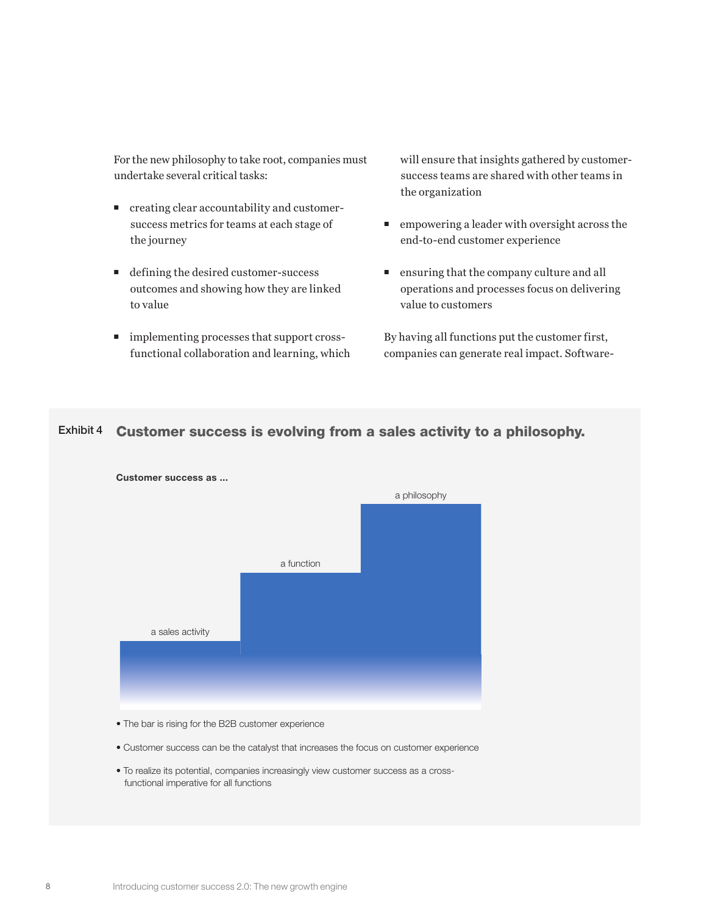For the new philosophy to take root, companies must undertake several critical tasks:

- creating clear accountability and customer-success metrics for teams at each stage of the journey
- defining the desired customer-success outcomes and showing how they are linked to value
- implementing processes that support cross-functional collaboration and learning, which will ensure that insights gathered by customer-success teams are shared with other teams in the organization
- empowering a leader with oversight across the end-to-end customer experience
- ensuring that the company culture and all operations and processes focus on delivering value to customers

By having all functions put the customer first, companies can generate real impact. Software-

Exhibit 4

**Customer success is evolving from a sales activity to a philosophy.**

**Customer success as ...**

a sales activity

a function

a philosophy

- The bar is rising for the B2B customer experience
- Customer success can be the catalyst that increases the focus on customer experience
- To realize its potential, companies increasingly view customer success as a cross-functional imperative for all functions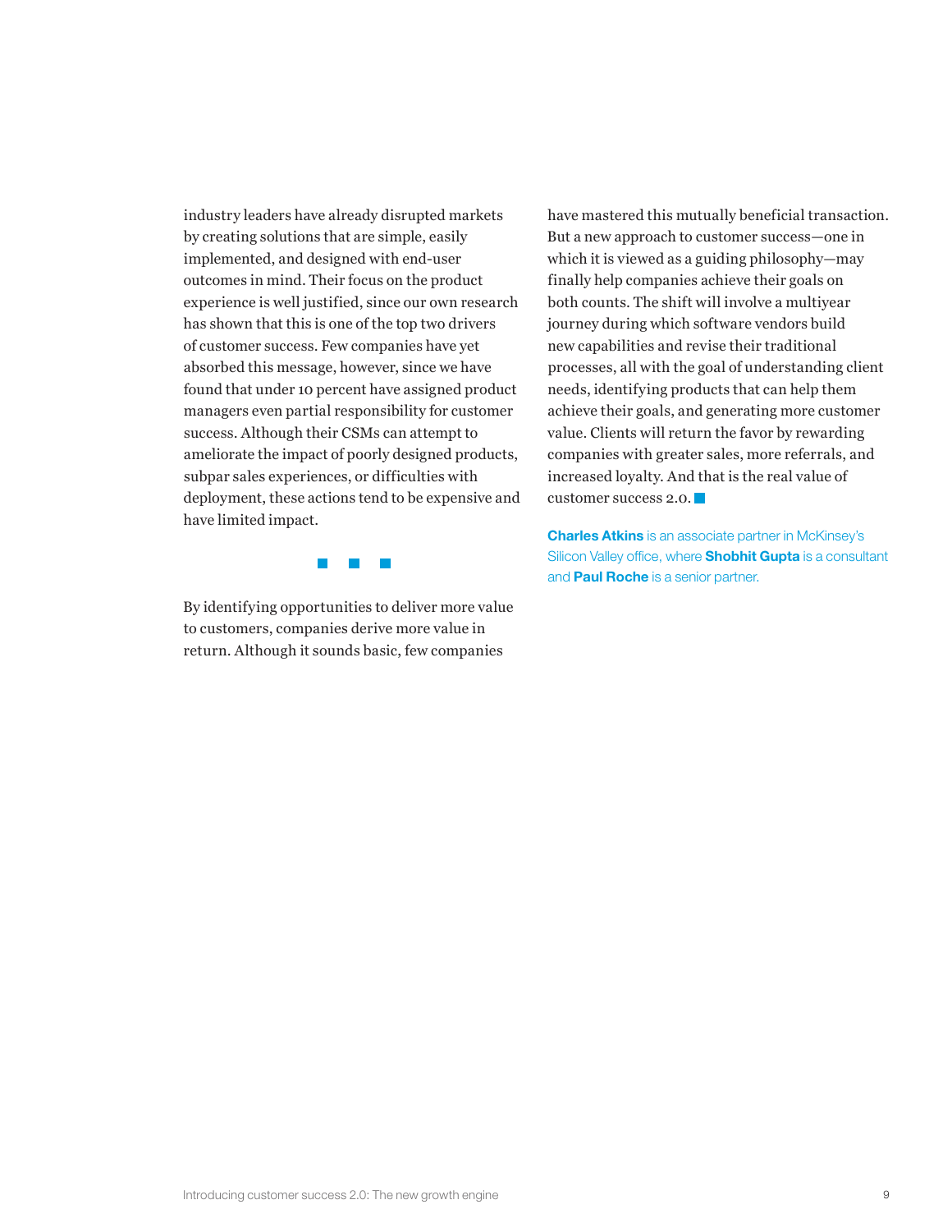industry leaders have already disrupted markets by creating solutions that are simple, easily implemented, and designed with end-user outcomes in mind. Their focus on the product experience is well justified, since our own research has shown that this is one of the top two drivers of customer success. Few companies have yet absorbed this message, however, since we have found that under 10 percent have assigned product managers even partial responsibility for customer success. Although their CSMs can attempt to ameliorate the impact of poorly designed products, subpar sales experiences, or difficulties with deployment, these actions tend to be expensive and have limited impact.

■ ■ ■

By identifying opportunities to deliver more value to customers, companies derive more value in return. Although it sounds basic, few companies have mastered this mutually beneficial transaction. But a new approach to customer success—one in which it is viewed as a guiding philosophy—may finally help companies achieve their goals on both counts. The shift will involve a multiyear journey during which software vendors build new capabilities and revise their traditional processes, all with the goal of understanding client needs, identifying products that can help them achieve their goals, and generating more customer value. Clients will return the favor by rewarding companies with greater sales, more referrals, and increased loyalty. And that is the real value of customer success 2.0. ■

**Charles Atkins** is an associate partner in McKinsey's Silicon Valley office, where **Shobhit Gupta** is a consultant and **Paul Roche** is a senior partner.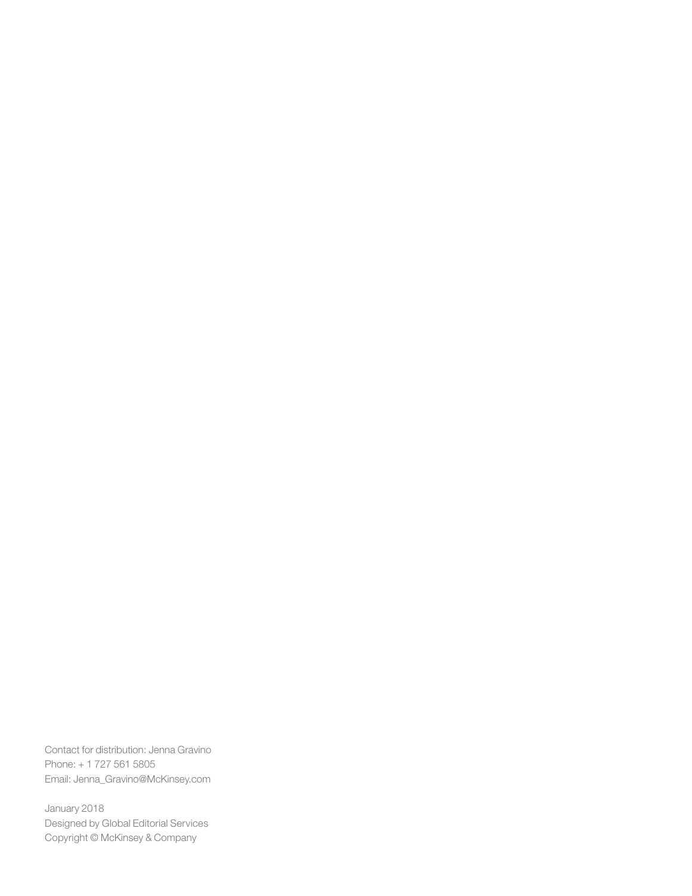Contact for distribution: Jenna Gravino
Phone: + 1 727 561 5805
Email: Jenna_Gravino@McKinsey.com

January 2018
Designed by Global Editorial Services
Copyright © McKinsey & Company